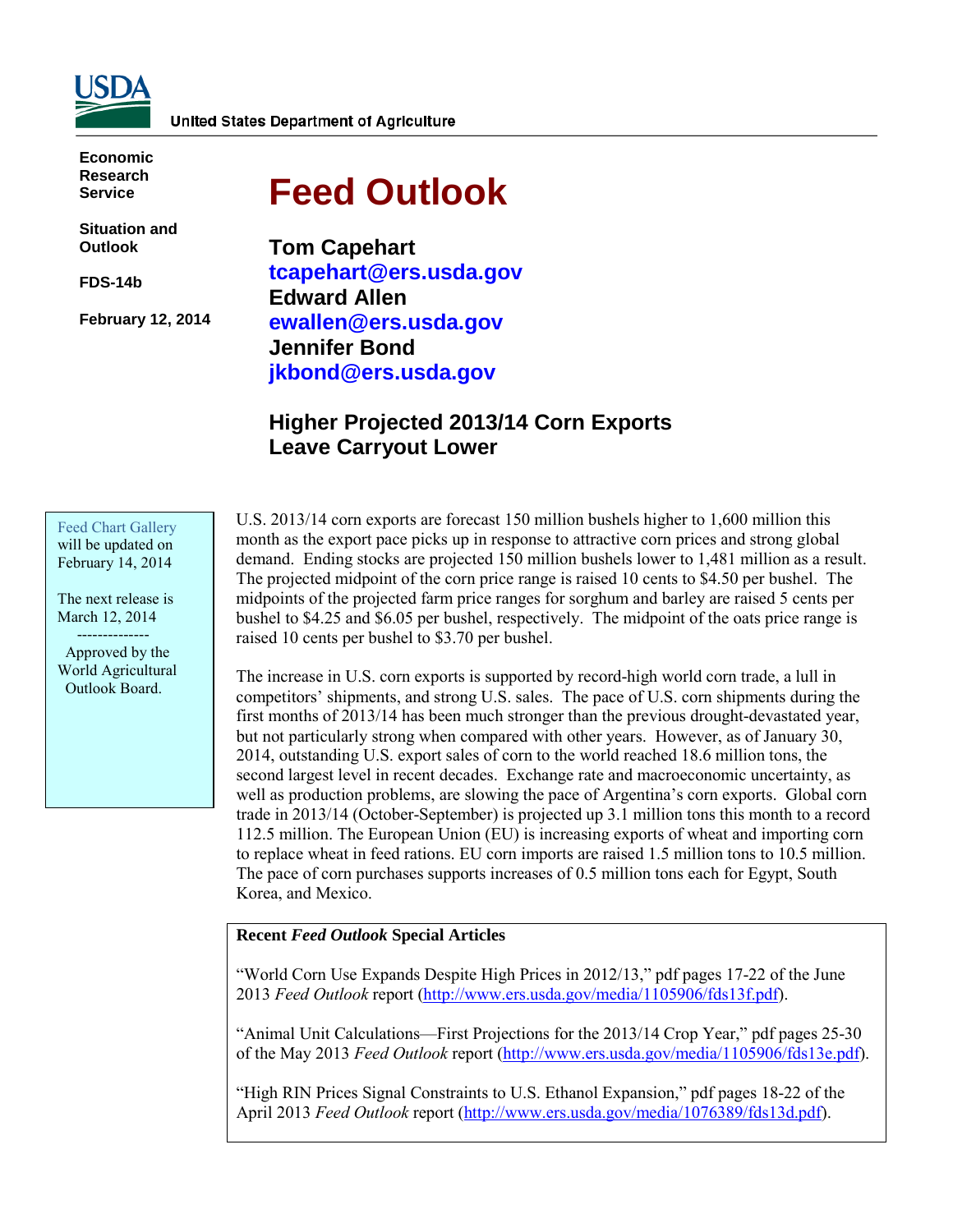United States Department of Agriculture

**Economic Research Service**

**Situation and Outlook**

**FDS-14b**

**February 12, 2014**

# Feed Outlook

**Tom Capehart**
**tcapehart@ers.usda.gov**
**Edward Allen**
**ewallen@ers.usda.gov**
**Jennifer Bond**
**jkbond@ers.usda.gov**

## Higher Projected 2013/14 Corn Exports Leave Carryout Lower

Feed Chart Gallery will be updated on February 14, 2014

The next release is March 12, 2014

--------------

Approved by the World Agricultural Outlook Board.

U.S. 2013/14 corn exports are forecast 150 million bushels higher to 1,600 million this month as the export pace picks up in response to attractive corn prices and strong global demand. Ending stocks are projected 150 million bushels lower to 1,481 million as a result. The projected midpoint of the corn price range is raised 10 cents to $4.50 per bushel. The midpoints of the projected farm price ranges for sorghum and barley are raised 5 cents per bushel to $4.25 and $6.05 per bushel, respectively. The midpoint of the oats price range is raised 10 cents per bushel to $3.70 per bushel.

The increase in U.S. corn exports is supported by record-high world corn trade, a lull in competitors' shipments, and strong U.S. sales. The pace of U.S. corn shipments during the first months of 2013/14 has been much stronger than the previous drought-devastated year, but not particularly strong when compared with other years. However, as of January 30, 2014, outstanding U.S. export sales of corn to the world reached 18.6 million tons, the second largest level in recent decades. Exchange rate and macroeconomic uncertainty, as well as production problems, are slowing the pace of Argentina's corn exports. Global corn trade in 2013/14 (October-September) is projected up 3.1 million tons this month to a record 112.5 million. The European Union (EU) is increasing exports of wheat and importing corn to replace wheat in feed rations. EU corn imports are raised 1.5 million tons to 10.5 million. The pace of corn purchases supports increases of 0.5 million tons each for Egypt, South Korea, and Mexico.

**Recent *Feed Outlook* Special Articles**

"World Corn Use Expands Despite High Prices in 2012/13," pdf pages 17-22 of the June 2013 *Feed Outlook* report (http://www.ers.usda.gov/media/1105906/fds13f.pdf).

"Animal Unit Calculations—First Projections for the 2013/14 Crop Year," pdf pages 25-30 of the May 2013 *Feed Outlook* report (http://www.ers.usda.gov/media/1105906/fds13e.pdf).

"High RIN Prices Signal Constraints to U.S. Ethanol Expansion," pdf pages 18-22 of the April 2013 *Feed Outlook* report (http://www.ers.usda.gov/media/1076389/fds13d.pdf).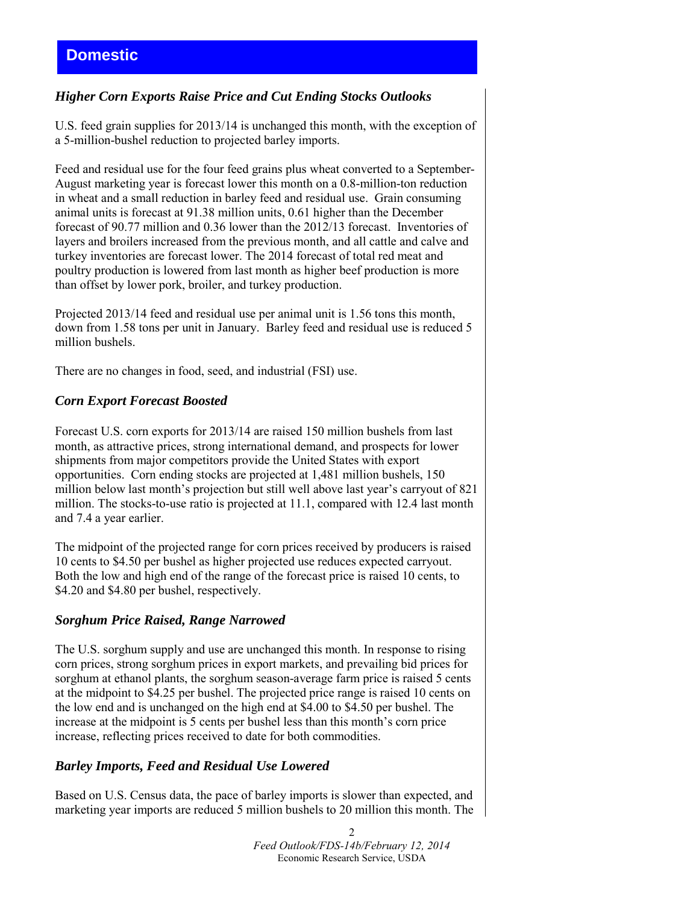# Domestic

### *Higher Corn Exports Raise Price and Cut Ending Stocks Outlooks*

U.S. feed grain supplies for 2013/14 is unchanged this month, with the exception of a 5-million-bushel reduction to projected barley imports.

Feed and residual use for the four feed grains plus wheat converted to a September-August marketing year is forecast lower this month on a 0.8-million-ton reduction in wheat and a small reduction in barley feed and residual use. Grain consuming animal units is forecast at 91.38 million units, 0.61 higher than the December forecast of 90.77 million and 0.36 lower than the 2012/13 forecast. Inventories of layers and broilers increased from the previous month, and all cattle and calve and turkey inventories are forecast lower. The 2014 forecast of total red meat and poultry production is lowered from last month as higher beef production is more than offset by lower pork, broiler, and turkey production.

Projected 2013/14 feed and residual use per animal unit is 1.56 tons this month, down from 1.58 tons per unit in January. Barley feed and residual use is reduced 5 million bushels.

There are no changes in food, seed, and industrial (FSI) use.

### *Corn Export Forecast Boosted*

Forecast U.S. corn exports for 2013/14 are raised 150 million bushels from last month, as attractive prices, strong international demand, and prospects for lower shipments from major competitors provide the United States with export opportunities. Corn ending stocks are projected at 1,481 million bushels, 150 million below last month's projection but still well above last year's carryout of 821 million. The stocks-to-use ratio is projected at 11.1, compared with 12.4 last month and 7.4 a year earlier.

The midpoint of the projected range for corn prices received by producers is raised 10 cents to $4.50 per bushel as higher projected use reduces expected carryout. Both the low and high end of the range of the forecast price is raised 10 cents, to $4.20 and $4.80 per bushel, respectively.

### *Sorghum Price Raised, Range Narrowed*

The U.S. sorghum supply and use are unchanged this month. In response to rising corn prices, strong sorghum prices in export markets, and prevailing bid prices for sorghum at ethanol plants, the sorghum season-average farm price is raised 5 cents at the midpoint to $4.25 per bushel. The projected price range is raised 10 cents on the low end and is unchanged on the high end at $4.00 to $4.50 per bushel. The increase at the midpoint is 5 cents per bushel less than this month's corn price increase, reflecting prices received to date for both commodities.

### *Barley Imports, Feed and Residual Use Lowered*

Based on U.S. Census data, the pace of barley imports is slower than expected, and marketing year imports are reduced 5 million bushels to 20 million this month. The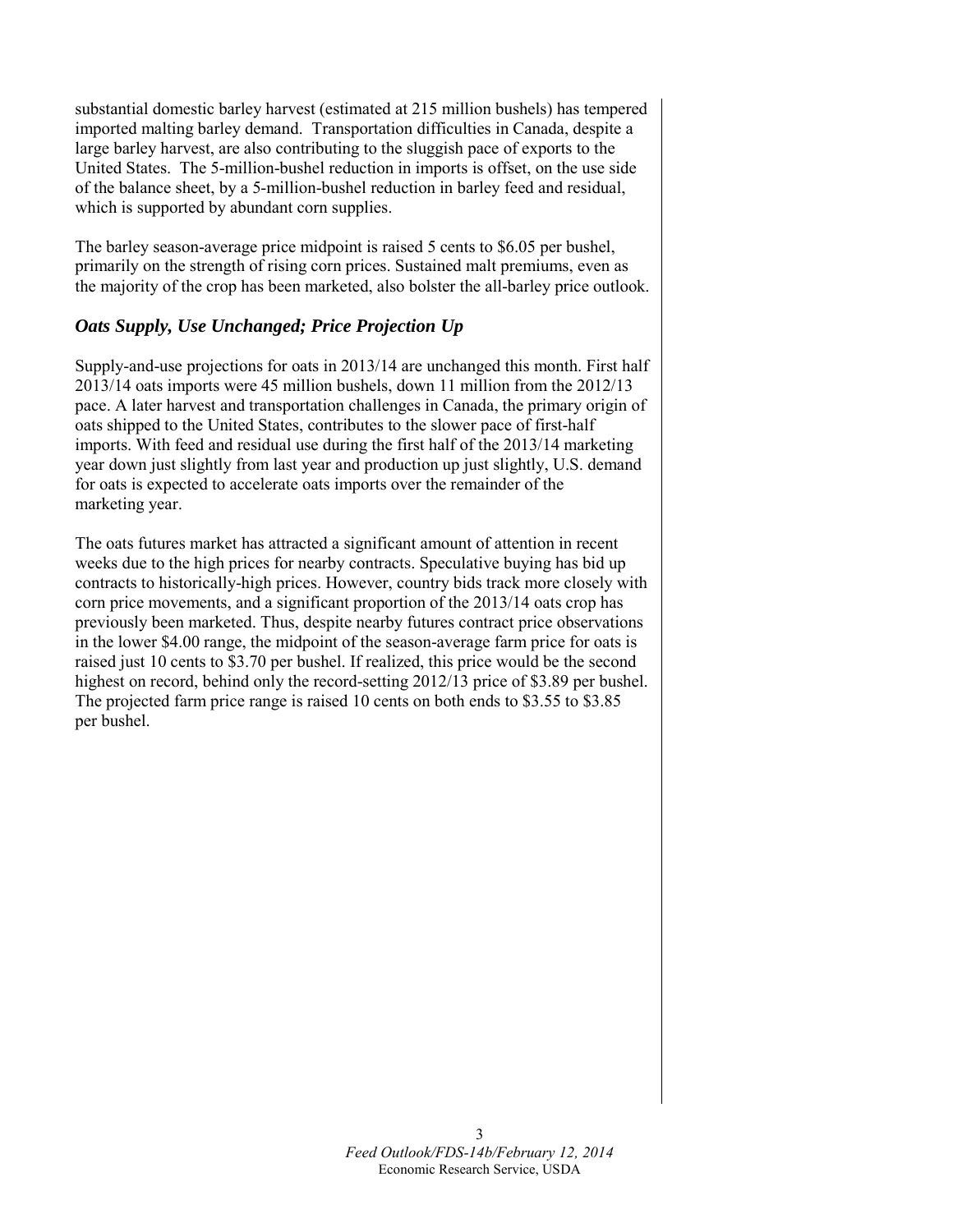substantial domestic barley harvest (estimated at 215 million bushels) has tempered imported malting barley demand. Transportation difficulties in Canada, despite a large barley harvest, are also contributing to the sluggish pace of exports to the United States. The 5-million-bushel reduction in imports is offset, on the use side of the balance sheet, by a 5-million-bushel reduction in barley feed and residual, which is supported by abundant corn supplies.

The barley season-average price midpoint is raised 5 cents to $6.05 per bushel, primarily on the strength of rising corn prices. Sustained malt premiums, even as the majority of the crop has been marketed, also bolster the all-barley price outlook.

### *Oats Supply, Use Unchanged; Price Projection Up*

Supply-and-use projections for oats in 2013/14 are unchanged this month. First half 2013/14 oats imports were 45 million bushels, down 11 million from the 2012/13 pace. A later harvest and transportation challenges in Canada, the primary origin of oats shipped to the United States, contributes to the slower pace of first-half imports. With feed and residual use during the first half of the 2013/14 marketing year down just slightly from last year and production up just slightly, U.S. demand for oats is expected to accelerate oats imports over the remainder of the marketing year.

The oats futures market has attracted a significant amount of attention in recent weeks due to the high prices for nearby contracts. Speculative buying has bid up contracts to historically-high prices. However, country bids track more closely with corn price movements, and a significant proportion of the 2013/14 oats crop has previously been marketed. Thus, despite nearby futures contract price observations in the lower $4.00 range, the midpoint of the season-average farm price for oats is raised just 10 cents to $3.70 per bushel. If realized, this price would be the second highest on record, behind only the record-setting 2012/13 price of $3.89 per bushel. The projected farm price range is raised 10 cents on both ends to $3.55 to $3.85 per bushel.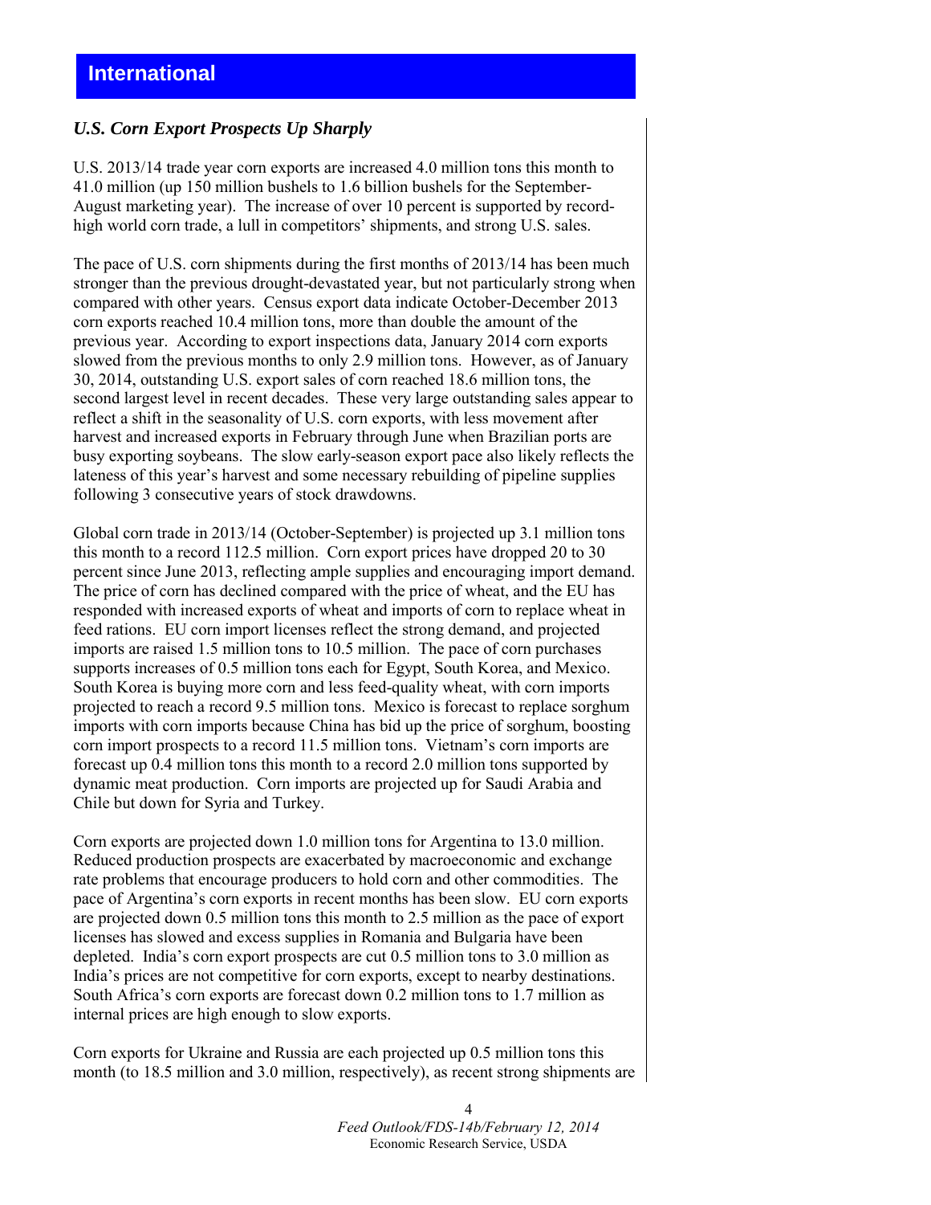## International

### *U.S. Corn Export Prospects Up Sharply*

U.S. 2013/14 trade year corn exports are increased 4.0 million tons this month to 41.0 million (up 150 million bushels to 1.6 billion bushels for the September-August marketing year). The increase of over 10 percent is supported by record-high world corn trade, a lull in competitors' shipments, and strong U.S. sales.

The pace of U.S. corn shipments during the first months of 2013/14 has been much stronger than the previous drought-devastated year, but not particularly strong when compared with other years. Census export data indicate October-December 2013 corn exports reached 10.4 million tons, more than double the amount of the previous year. According to export inspections data, January 2014 corn exports slowed from the previous months to only 2.9 million tons. However, as of January 30, 2014, outstanding U.S. export sales of corn reached 18.6 million tons, the second largest level in recent decades. These very large outstanding sales appear to reflect a shift in the seasonality of U.S. corn exports, with less movement after harvest and increased exports in February through June when Brazilian ports are busy exporting soybeans. The slow early-season export pace also likely reflects the lateness of this year's harvest and some necessary rebuilding of pipeline supplies following 3 consecutive years of stock drawdowns.

Global corn trade in 2013/14 (October-September) is projected up 3.1 million tons this month to a record 112.5 million. Corn export prices have dropped 20 to 30 percent since June 2013, reflecting ample supplies and encouraging import demand. The price of corn has declined compared with the price of wheat, and the EU has responded with increased exports of wheat and imports of corn to replace wheat in feed rations. EU corn import licenses reflect the strong demand, and projected imports are raised 1.5 million tons to 10.5 million. The pace of corn purchases supports increases of 0.5 million tons each for Egypt, South Korea, and Mexico. South Korea is buying more corn and less feed-quality wheat, with corn imports projected to reach a record 9.5 million tons. Mexico is forecast to replace sorghum imports with corn imports because China has bid up the price of sorghum, boosting corn import prospects to a record 11.5 million tons. Vietnam's corn imports are forecast up 0.4 million tons this month to a record 2.0 million tons supported by dynamic meat production. Corn imports are projected up for Saudi Arabia and Chile but down for Syria and Turkey.

Corn exports are projected down 1.0 million tons for Argentina to 13.0 million. Reduced production prospects are exacerbated by macroeconomic and exchange rate problems that encourage producers to hold corn and other commodities. The pace of Argentina's corn exports in recent months has been slow. EU corn exports are projected down 0.5 million tons this month to 2.5 million as the pace of export licenses has slowed and excess supplies in Romania and Bulgaria have been depleted. India's corn export prospects are cut 0.5 million tons to 3.0 million as India's prices are not competitive for corn exports, except to nearby destinations. South Africa's corn exports are forecast down 0.2 million tons to 1.7 million as internal prices are high enough to slow exports.

Corn exports for Ukraine and Russia are each projected up 0.5 million tons this month (to 18.5 million and 3.0 million, respectively), as recent strong shipments are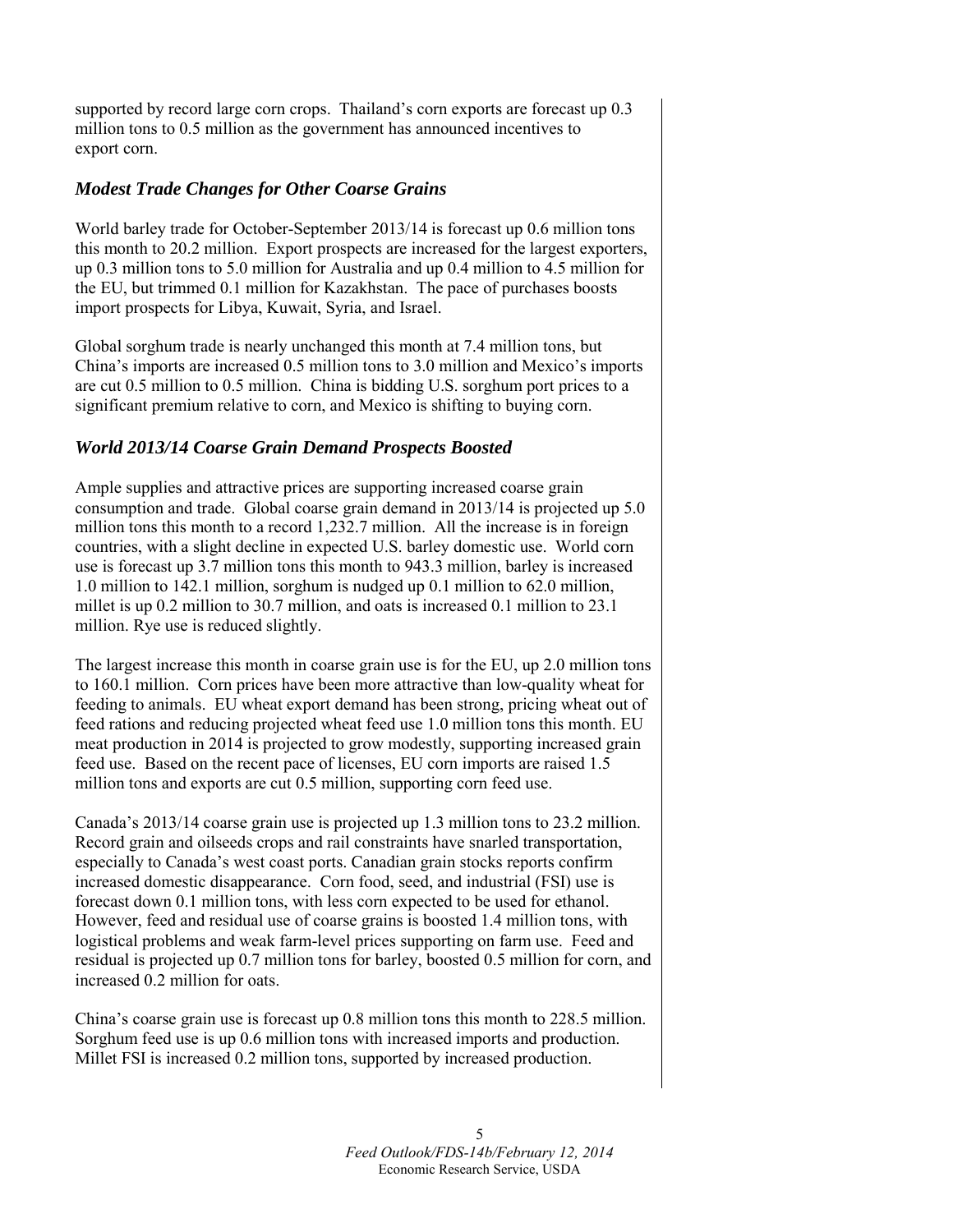supported by record large corn crops. Thailand's corn exports are forecast up 0.3 million tons to 0.5 million as the government has announced incentives to export corn.

### *Modest Trade Changes for Other Coarse Grains*

World barley trade for October-September 2013/14 is forecast up 0.6 million tons this month to 20.2 million. Export prospects are increased for the largest exporters, up 0.3 million tons to 5.0 million for Australia and up 0.4 million to 4.5 million for the EU, but trimmed 0.1 million for Kazakhstan. The pace of purchases boosts import prospects for Libya, Kuwait, Syria, and Israel.

Global sorghum trade is nearly unchanged this month at 7.4 million tons, but China's imports are increased 0.5 million tons to 3.0 million and Mexico's imports are cut 0.5 million to 0.5 million. China is bidding U.S. sorghum port prices to a significant premium relative to corn, and Mexico is shifting to buying corn.

### *World 2013/14 Coarse Grain Demand Prospects Boosted*

Ample supplies and attractive prices are supporting increased coarse grain consumption and trade. Global coarse grain demand in 2013/14 is projected up 5.0 million tons this month to a record 1,232.7 million. All the increase is in foreign countries, with a slight decline in expected U.S. barley domestic use. World corn use is forecast up 3.7 million tons this month to 943.3 million, barley is increased 1.0 million to 142.1 million, sorghum is nudged up 0.1 million to 62.0 million, millet is up 0.2 million to 30.7 million, and oats is increased 0.1 million to 23.1 million. Rye use is reduced slightly.

The largest increase this month in coarse grain use is for the EU, up 2.0 million tons to 160.1 million. Corn prices have been more attractive than low-quality wheat for feeding to animals. EU wheat export demand has been strong, pricing wheat out of feed rations and reducing projected wheat feed use 1.0 million tons this month. EU meat production in 2014 is projected to grow modestly, supporting increased grain feed use. Based on the recent pace of licenses, EU corn imports are raised 1.5 million tons and exports are cut 0.5 million, supporting corn feed use.

Canada's 2013/14 coarse grain use is projected up 1.3 million tons to 23.2 million. Record grain and oilseeds crops and rail constraints have snarled transportation, especially to Canada's west coast ports. Canadian grain stocks reports confirm increased domestic disappearance. Corn food, seed, and industrial (FSI) use is forecast down 0.1 million tons, with less corn expected to be used for ethanol. However, feed and residual use of coarse grains is boosted 1.4 million tons, with logistical problems and weak farm-level prices supporting on farm use. Feed and residual is projected up 0.7 million tons for barley, boosted 0.5 million for corn, and increased 0.2 million for oats.

China's coarse grain use is forecast up 0.8 million tons this month to 228.5 million. Sorghum feed use is up 0.6 million tons with increased imports and production. Millet FSI is increased 0.2 million tons, supported by increased production.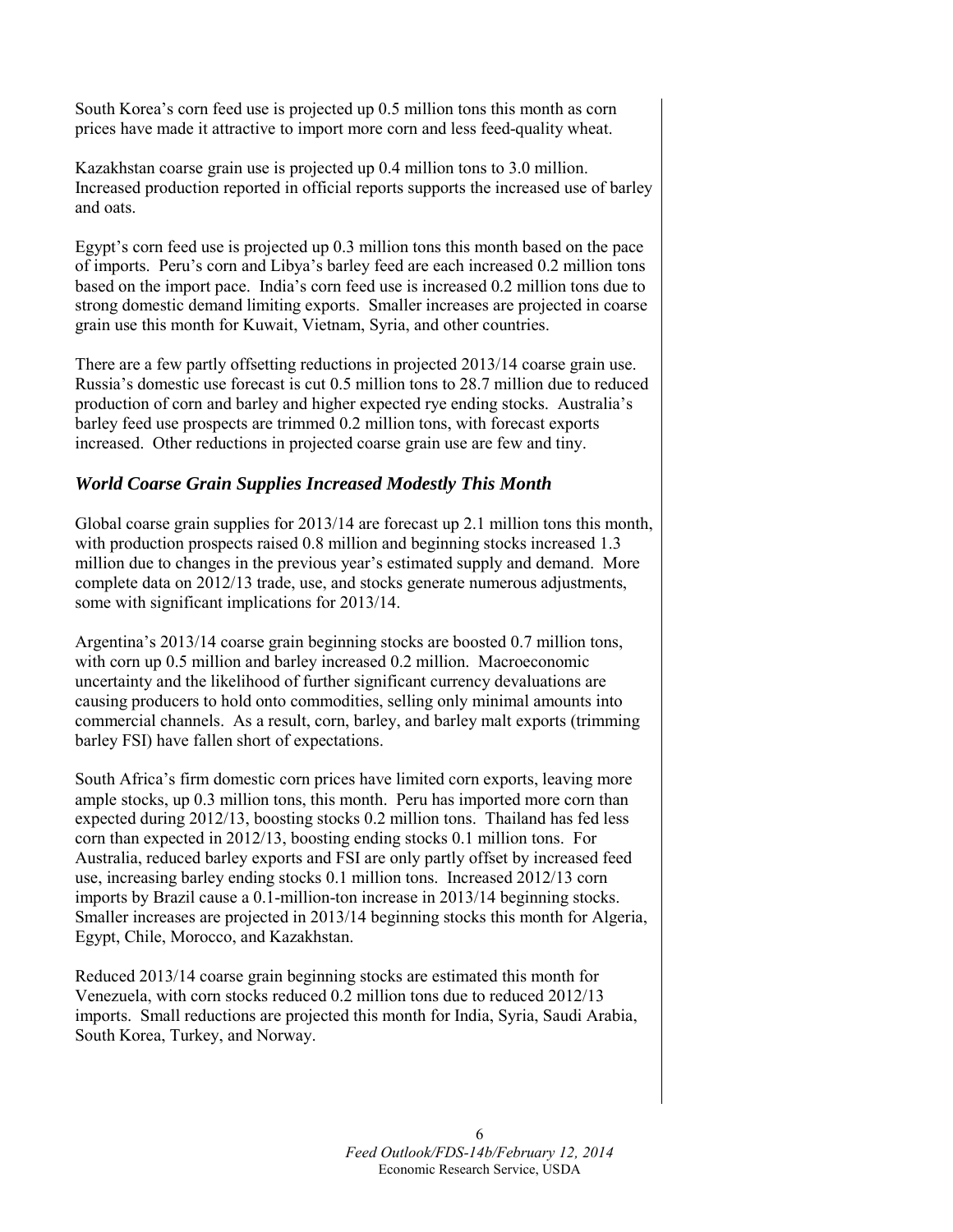South Korea's corn feed use is projected up 0.5 million tons this month as corn prices have made it attractive to import more corn and less feed-quality wheat.

Kazakhstan coarse grain use is projected up 0.4 million tons to 3.0 million. Increased production reported in official reports supports the increased use of barley and oats.

Egypt's corn feed use is projected up 0.3 million tons this month based on the pace of imports. Peru's corn and Libya's barley feed are each increased 0.2 million tons based on the import pace. India's corn feed use is increased 0.2 million tons due to strong domestic demand limiting exports. Smaller increases are projected in coarse grain use this month for Kuwait, Vietnam, Syria, and other countries.

There are a few partly offsetting reductions in projected 2013/14 coarse grain use. Russia's domestic use forecast is cut 0.5 million tons to 28.7 million due to reduced production of corn and barley and higher expected rye ending stocks. Australia's barley feed use prospects are trimmed 0.2 million tons, with forecast exports increased. Other reductions in projected coarse grain use are few and tiny.

### *World Coarse Grain Supplies Increased Modestly This Month*

Global coarse grain supplies for 2013/14 are forecast up 2.1 million tons this month, with production prospects raised 0.8 million and beginning stocks increased 1.3 million due to changes in the previous year's estimated supply and demand. More complete data on 2012/13 trade, use, and stocks generate numerous adjustments, some with significant implications for 2013/14.

Argentina's 2013/14 coarse grain beginning stocks are boosted 0.7 million tons, with corn up 0.5 million and barley increased 0.2 million. Macroeconomic uncertainty and the likelihood of further significant currency devaluations are causing producers to hold onto commodities, selling only minimal amounts into commercial channels. As a result, corn, barley, and barley malt exports (trimming barley FSI) have fallen short of expectations.

South Africa's firm domestic corn prices have limited corn exports, leaving more ample stocks, up 0.3 million tons, this month. Peru has imported more corn than expected during 2012/13, boosting stocks 0.2 million tons. Thailand has fed less corn than expected in 2012/13, boosting ending stocks 0.1 million tons. For Australia, reduced barley exports and FSI are only partly offset by increased feed use, increasing barley ending stocks 0.1 million tons. Increased 2012/13 corn imports by Brazil cause a 0.1-million-ton increase in 2013/14 beginning stocks. Smaller increases are projected in 2013/14 beginning stocks this month for Algeria, Egypt, Chile, Morocco, and Kazakhstan.

Reduced 2013/14 coarse grain beginning stocks are estimated this month for Venezuela, with corn stocks reduced 0.2 million tons due to reduced 2012/13 imports. Small reductions are projected this month for India, Syria, Saudi Arabia, South Korea, Turkey, and Norway.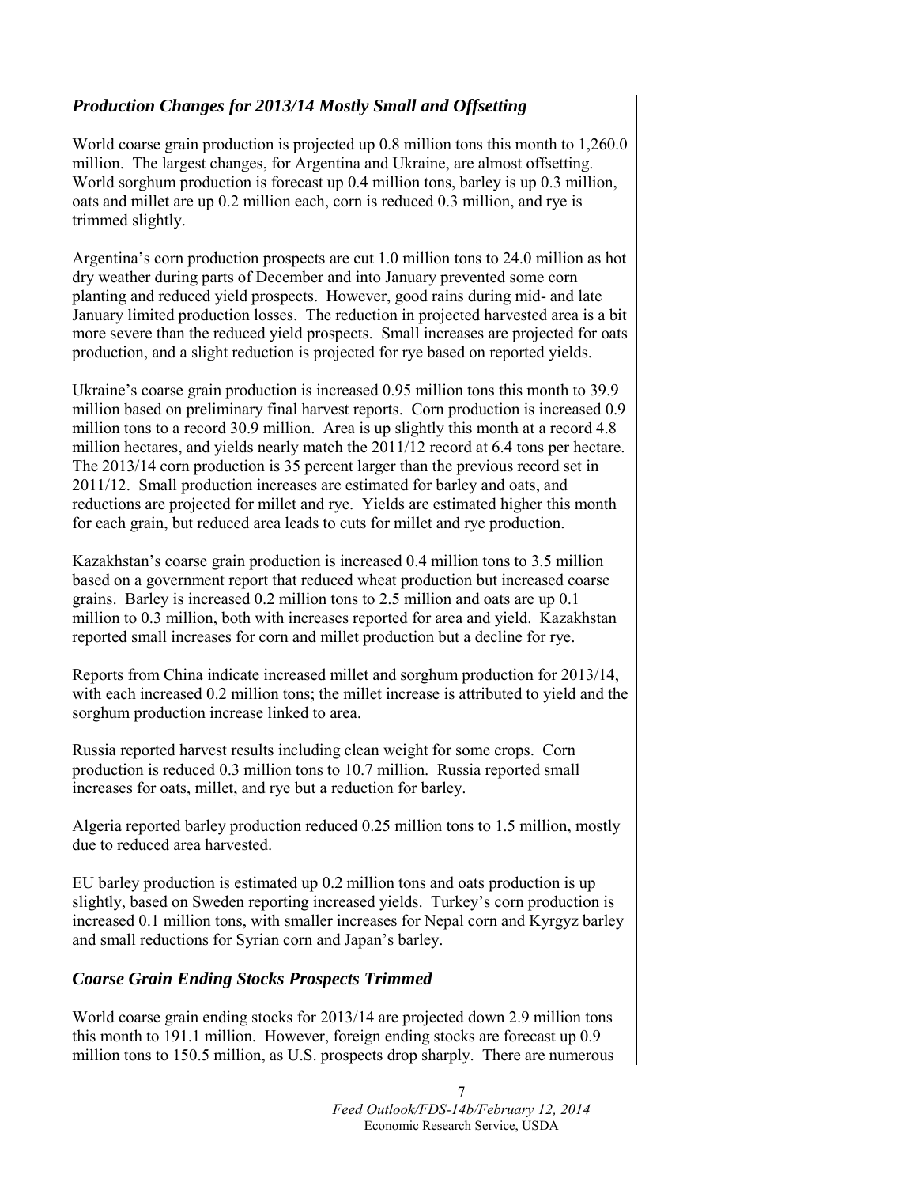## *Production Changes for 2013/14 Mostly Small and Offsetting*

World coarse grain production is projected up 0.8 million tons this month to 1,260.0 million. The largest changes, for Argentina and Ukraine, are almost offsetting. World sorghum production is forecast up 0.4 million tons, barley is up 0.3 million, oats and millet are up 0.2 million each, corn is reduced 0.3 million, and rye is trimmed slightly.

Argentina's corn production prospects are cut 1.0 million tons to 24.0 million as hot dry weather during parts of December and into January prevented some corn planting and reduced yield prospects. However, good rains during mid- and late January limited production losses. The reduction in projected harvested area is a bit more severe than the reduced yield prospects. Small increases are projected for oats production, and a slight reduction is projected for rye based on reported yields.

Ukraine's coarse grain production is increased 0.95 million tons this month to 39.9 million based on preliminary final harvest reports. Corn production is increased 0.9 million tons to a record 30.9 million. Area is up slightly this month at a record 4.8 million hectares, and yields nearly match the 2011/12 record at 6.4 tons per hectare. The 2013/14 corn production is 35 percent larger than the previous record set in 2011/12. Small production increases are estimated for barley and oats, and reductions are projected for millet and rye. Yields are estimated higher this month for each grain, but reduced area leads to cuts for millet and rye production.

Kazakhstan's coarse grain production is increased 0.4 million tons to 3.5 million based on a government report that reduced wheat production but increased coarse grains. Barley is increased 0.2 million tons to 2.5 million and oats are up 0.1 million to 0.3 million, both with increases reported for area and yield. Kazakhstan reported small increases for corn and millet production but a decline for rye.

Reports from China indicate increased millet and sorghum production for 2013/14, with each increased 0.2 million tons; the millet increase is attributed to yield and the sorghum production increase linked to area.

Russia reported harvest results including clean weight for some crops. Corn production is reduced 0.3 million tons to 10.7 million. Russia reported small increases for oats, millet, and rye but a reduction for barley.

Algeria reported barley production reduced 0.25 million tons to 1.5 million, mostly due to reduced area harvested.

EU barley production is estimated up 0.2 million tons and oats production is up slightly, based on Sweden reporting increased yields. Turkey's corn production is increased 0.1 million tons, with smaller increases for Nepal corn and Kyrgyz barley and small reductions for Syrian corn and Japan's barley.

## *Coarse Grain Ending Stocks Prospects Trimmed*

World coarse grain ending stocks for 2013/14 are projected down 2.9 million tons this month to 191.1 million. However, foreign ending stocks are forecast up 0.9 million tons to 150.5 million, as U.S. prospects drop sharply. There are numerous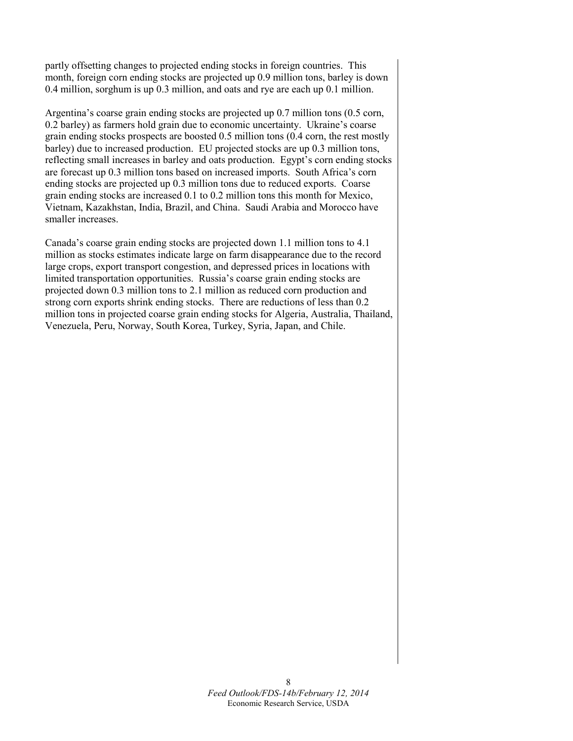partly offsetting changes to projected ending stocks in foreign countries. This month, foreign corn ending stocks are projected up 0.9 million tons, barley is down 0.4 million, sorghum is up 0.3 million, and oats and rye are each up 0.1 million.

Argentina's coarse grain ending stocks are projected up 0.7 million tons (0.5 corn, 0.2 barley) as farmers hold grain due to economic uncertainty. Ukraine's coarse grain ending stocks prospects are boosted 0.5 million tons (0.4 corn, the rest mostly barley) due to increased production. EU projected stocks are up 0.3 million tons, reflecting small increases in barley and oats production. Egypt's corn ending stocks are forecast up 0.3 million tons based on increased imports. South Africa's corn ending stocks are projected up 0.3 million tons due to reduced exports. Coarse grain ending stocks are increased 0.1 to 0.2 million tons this month for Mexico, Vietnam, Kazakhstan, India, Brazil, and China. Saudi Arabia and Morocco have smaller increases.

Canada's coarse grain ending stocks are projected down 1.1 million tons to 4.1 million as stocks estimates indicate large on farm disappearance due to the record large crops, export transport congestion, and depressed prices in locations with limited transportation opportunities. Russia's coarse grain ending stocks are projected down 0.3 million tons to 2.1 million as reduced corn production and strong corn exports shrink ending stocks. There are reductions of less than 0.2 million tons in projected coarse grain ending stocks for Algeria, Australia, Thailand, Venezuela, Peru, Norway, South Korea, Turkey, Syria, Japan, and Chile.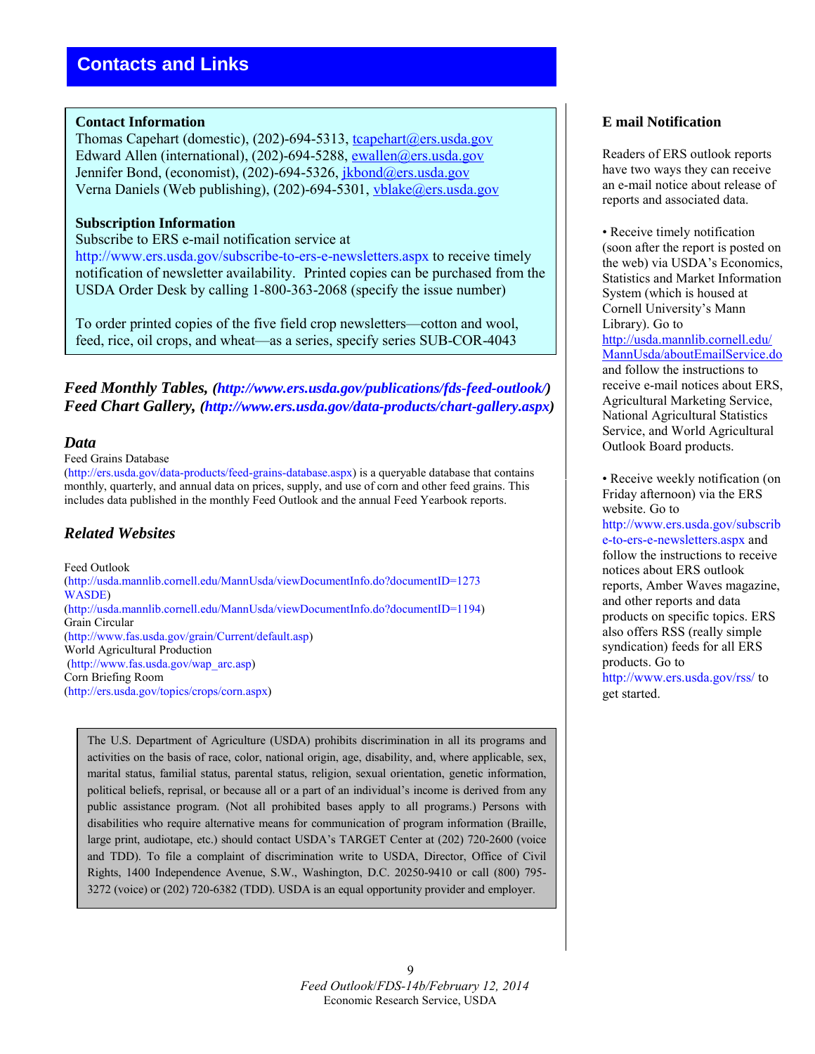# Contacts and Links

**Contact Information**
Thomas Capehart (domestic), (202)-694-5313, tcapehart@ers.usda.gov
Edward Allen (international), (202)-694-5288, ewallen@ers.usda.gov
Jennifer Bond, (economist), (202)-694-5326, jkbond@ers.usda.gov
Verna Daniels (Web publishing), (202)-694-5301, vblake@ers.usda.gov

**Subscription Information**
Subscribe to ERS e-mail notification service at http://www.ers.usda.gov/subscribe-to-ers-e-newsletters.aspx to receive timely notification of newsletter availability. Printed copies can be purchased from the USDA Order Desk by calling 1-800-363-2068 (specify the issue number)

To order printed copies of the five field crop newsletters—cotton and wool, feed, rice, oil crops, and wheat—as a series, specify series SUB-COR-4043

***Feed Monthly Tables, (http://www.ers.usda.gov/publications/fds-feed-outlook/)***
***Feed Chart Gallery, (http://www.ers.usda.gov/data-products/chart-gallery.aspx)***

## *Data*

Feed Grains Database
(http://ers.usda.gov/data-products/feed-grains-database.aspx) is a queryable database that contains monthly, quarterly, and annual data on prices, supply, and use of corn and other feed grains. This includes data published in the monthly Feed Outlook and the annual Feed Yearbook reports.

## *Related Websites*

Feed Outlook
(http://usda.mannlib.cornell.edu/MannUsda/viewDocumentInfo.do?documentID=1273
WASDE)
(http://usda.mannlib.cornell.edu/MannUsda/viewDocumentInfo.do?documentID=1194)
Grain Circular
(http://www.fas.usda.gov/grain/Current/default.asp)
World Agricultural Production
(http://www.fas.usda.gov/wap_arc.asp)
Corn Briefing Room
(http://ers.usda.gov/topics/crops/corn.aspx)

The U.S. Department of Agriculture (USDA) prohibits discrimination in all its programs and activities on the basis of race, color, national origin, age, disability, and, where applicable, sex, marital status, familial status, parental status, religion, sexual orientation, genetic information, political beliefs, reprisal, or because all or a part of an individual's income is derived from any public assistance program. (Not all prohibited bases apply to all programs.) Persons with disabilities who require alternative means for communication of program information (Braille, large print, audiotape, etc.) should contact USDA's TARGET Center at (202) 720-2600 (voice and TDD). To file a complaint of discrimination write to USDA, Director, Office of Civil Rights, 1400 Independence Avenue, S.W., Washington, D.C. 20250-9410 or call (800) 795-3272 (voice) or (202) 720-6382 (TDD). USDA is an equal opportunity provider and employer.

### E mail Notification

Readers of ERS outlook reports have two ways they can receive an e-mail notice about release of reports and associated data.

- Receive timely notification (soon after the report is posted on the web) via USDA's Economics, Statistics and Market Information System (which is housed at Cornell University's Mann Library). Go to http://usda.mannlib.cornell.edu/MannUsda/aboutEmailService.do and follow the instructions to receive e-mail notices about ERS, Agricultural Marketing Service, National Agricultural Statistics Service, and World Agricultural Outlook Board products.

- Receive weekly notification (on Friday afternoon) via the ERS website. Go to http://www.ers.usda.gov/subscribe-to-ers-e-newsletters.aspx and follow the instructions to receive notices about ERS outlook reports, Amber Waves magazine, and other reports and data products on specific topics. ERS also offers RSS (really simple syndication) feeds for all ERS products. Go to http://www.ers.usda.gov/rss/ to get started.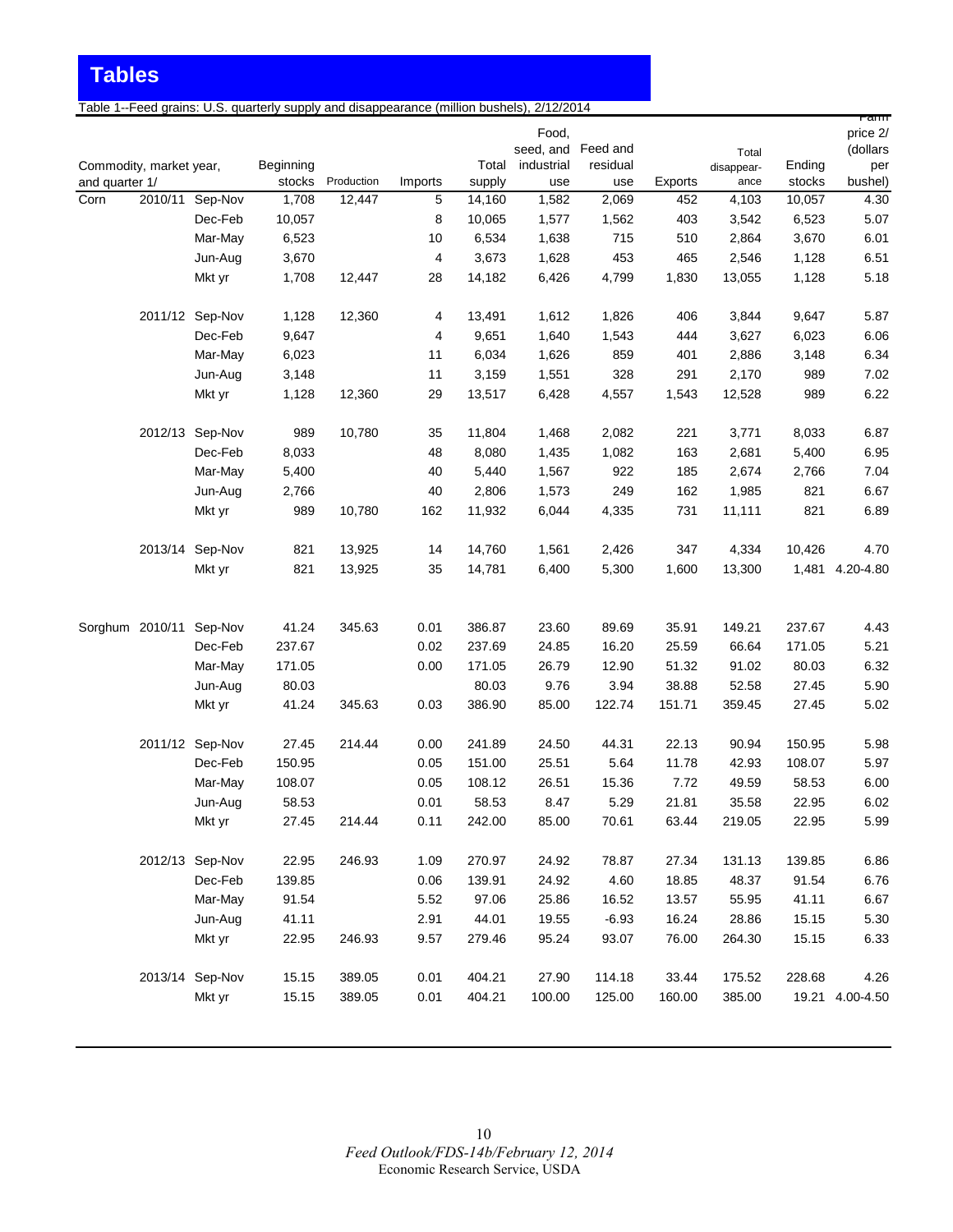# Tables

Table 1--Feed grains: U.S. quarterly supply and disappearance (million bushels), 2/12/2014

| Commodity, market year, and quarter 1/ | | | Beginning stocks | Production | Imports | Total supply | Food, seed, and industrial use | Feed and residual use | Exports | Total disappearance | Ending stocks | Farm price 2/ (dollars per bushel) |
|---|---|---|---|---|---|---|---|---|---|---|---|---|
| Corn | 2010/11 | Sep-Nov | 1,708 | 12,447 | 5 | 14,160 | 1,582 | 2,069 | 452 | 4,103 | 10,057 | 4.30 |
| | | Dec-Feb | 10,057 | | 8 | 10,065 | 1,577 | 1,562 | 403 | 3,542 | 6,523 | 5.07 |
| | | Mar-May | 6,523 | | 10 | 6,534 | 1,638 | 715 | 510 | 2,864 | 3,670 | 6.01 |
| | | Jun-Aug | 3,670 | | 4 | 3,673 | 1,628 | 453 | 465 | 2,546 | 1,128 | 6.51 |
| | | Mkt yr | 1,708 | 12,447 | 28 | 14,182 | 6,426 | 4,799 | 1,830 | 13,055 | 1,128 | 5.18 |
| | 2011/12 | Sep-Nov | 1,128 | 12,360 | 4 | 13,491 | 1,612 | 1,826 | 406 | 3,844 | 9,647 | 5.87 |
| | | Dec-Feb | 9,647 | | 4 | 9,651 | 1,640 | 1,543 | 444 | 3,627 | 6,023 | 6.06 |
| | | Mar-May | 6,023 | | 11 | 6,034 | 1,626 | 859 | 401 | 2,886 | 3,148 | 6.34 |
| | | Jun-Aug | 3,148 | | 11 | 3,159 | 1,551 | 328 | 291 | 2,170 | 989 | 7.02 |
| | | Mkt yr | 1,128 | 12,360 | 29 | 13,517 | 6,428 | 4,557 | 1,543 | 12,528 | 989 | 6.22 |
| | 2012/13 | Sep-Nov | 989 | 10,780 | 35 | 11,804 | 1,468 | 2,082 | 221 | 3,771 | 8,033 | 6.87 |
| | | Dec-Feb | 8,033 | | 48 | 8,080 | 1,435 | 1,082 | 163 | 2,681 | 5,400 | 6.95 |
| | | Mar-May | 5,400 | | 40 | 5,440 | 1,567 | 922 | 185 | 2,674 | 2,766 | 7.04 |
| | | Jun-Aug | 2,766 | | 40 | 2,806 | 1,573 | 249 | 162 | 1,985 | 821 | 6.67 |
| | | Mkt yr | 989 | 10,780 | 162 | 11,932 | 6,044 | 4,335 | 731 | 11,111 | 821 | 6.89 |
| | 2013/14 | Sep-Nov | 821 | 13,925 | 14 | 14,760 | 1,561 | 2,426 | 347 | 4,334 | 10,426 | 4.70 |
| | | Mkt yr | 821 | 13,925 | 35 | 14,781 | 6,400 | 5,300 | 1,600 | 13,300 | 1,481 | 4.20-4.80 |
| Sorghum | 2010/11 | Sep-Nov | 41.24 | 345.63 | 0.01 | 386.87 | 23.60 | 89.69 | 35.91 | 149.21 | 237.67 | 4.43 |
| | | Dec-Feb | 237.67 | | 0.02 | 237.69 | 24.85 | 16.20 | 25.59 | 66.64 | 171.05 | 5.21 |
| | | Mar-May | 171.05 | | 0.00 | 171.05 | 26.79 | 12.90 | 51.32 | 91.02 | 80.03 | 6.32 |
| | | Jun-Aug | 80.03 | | | 80.03 | 9.76 | 3.94 | 38.88 | 52.58 | 27.45 | 5.90 |
| | | Mkt yr | 41.24 | 345.63 | 0.03 | 386.90 | 85.00 | 122.74 | 151.71 | 359.45 | 27.45 | 5.02 |
| | 2011/12 | Sep-Nov | 27.45 | 214.44 | 0.00 | 241.89 | 24.50 | 44.31 | 22.13 | 90.94 | 150.95 | 5.98 |
| | | Dec-Feb | 150.95 | | 0.05 | 151.00 | 25.51 | 5.64 | 11.78 | 42.93 | 108.07 | 5.97 |
| | | Mar-May | 108.07 | | 0.05 | 108.12 | 26.51 | 15.36 | 7.72 | 49.59 | 58.53 | 6.00 |
| | | Jun-Aug | 58.53 | | 0.01 | 58.53 | 8.47 | 5.29 | 21.81 | 35.58 | 22.95 | 6.02 |
| | | Mkt yr | 27.45 | 214.44 | 0.11 | 242.00 | 85.00 | 70.61 | 63.44 | 219.05 | 22.95 | 5.99 |
| | 2012/13 | Sep-Nov | 22.95 | 246.93 | 1.09 | 270.97 | 24.92 | 78.87 | 27.34 | 131.13 | 139.85 | 6.86 |
| | | Dec-Feb | 139.85 | | 0.06 | 139.91 | 24.92 | 4.60 | 18.85 | 48.37 | 91.54 | 6.76 |
| | | Mar-May | 91.54 | | 5.52 | 97.06 | 25.86 | 16.52 | 13.57 | 55.95 | 41.11 | 6.67 |
| | | Jun-Aug | 41.11 | | 2.91 | 44.01 | 19.55 | -6.93 | 16.24 | 28.86 | 15.15 | 5.30 |
| | | Mkt yr | 22.95 | 246.93 | 9.57 | 279.46 | 95.24 | 93.07 | 76.00 | 264.30 | 15.15 | 6.33 |
| | 2013/14 | Sep-Nov | 15.15 | 389.05 | 0.01 | 404.21 | 27.90 | 114.18 | 33.44 | 175.52 | 228.68 | 4.26 |
| | | Mkt yr | 15.15 | 389.05 | 0.01 | 404.21 | 100.00 | 125.00 | 160.00 | 385.00 | 19.21 | 4.00-4.50 |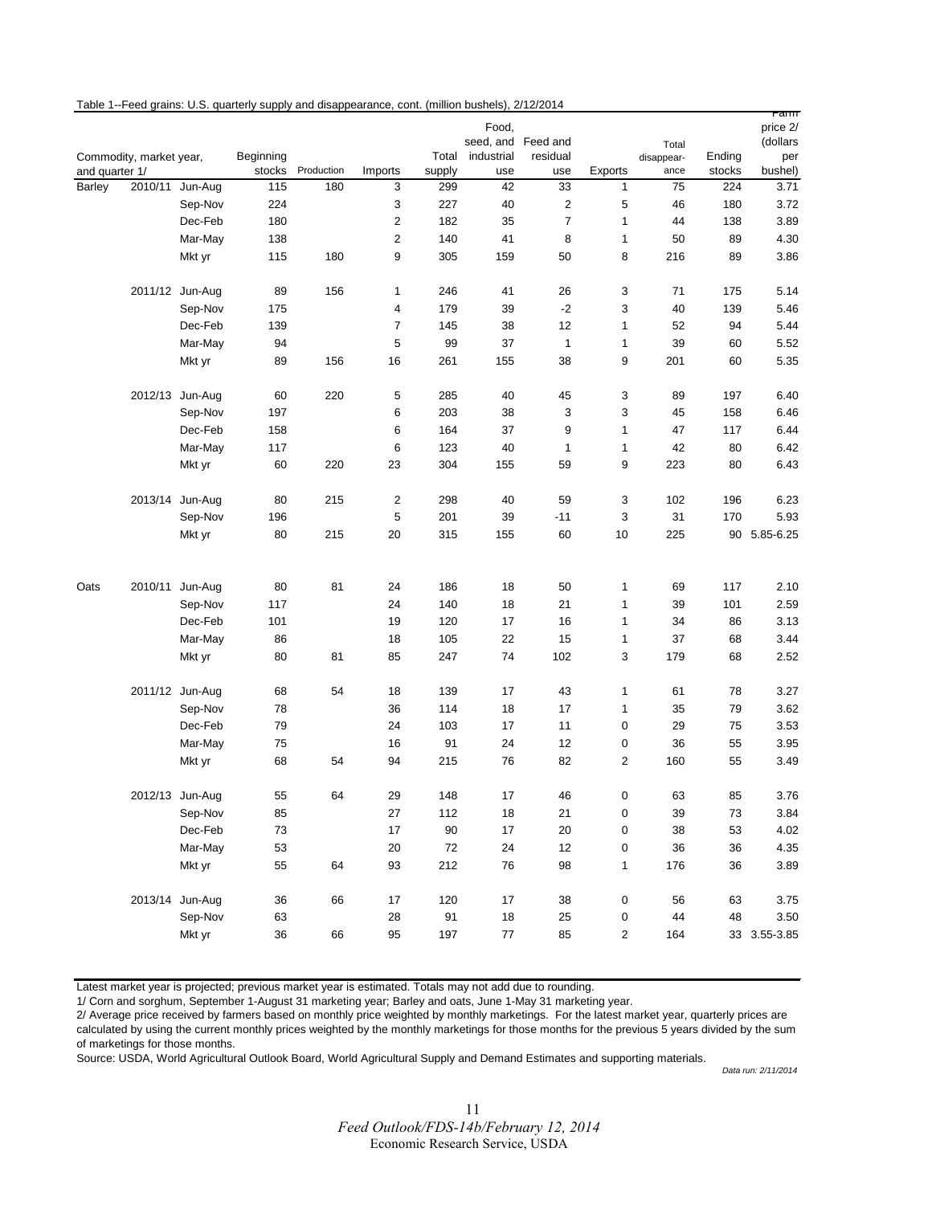Table 1--Feed grains: U.S. quarterly supply and disappearance, cont. (million bushels), 2/12/2014

| Commodity, market year, and quarter 1/ | | | Beginning stocks | Production | Imports | Total supply | Food, seed, and industrial use | Feed and residual use | Exports | Total disappear-ance | Ending stocks | Farm price 2/ (dollars per bushel) |
|---|---|---|---|---|---|---|---|---|---|---|---|---|
| Barley | 2010/11 | Jun-Aug | 115 | 180 | 3 | 299 | 42 | 33 | 1 | 75 | 224 | 3.71 |
| | | Sep-Nov | 224 | | 3 | 227 | 40 | 2 | 5 | 46 | 180 | 3.72 |
| | | Dec-Feb | 180 | | 2 | 182 | 35 | 7 | 1 | 44 | 138 | 3.89 |
| | | Mar-May | 138 | | 2 | 140 | 41 | 8 | 1 | 50 | 89 | 4.30 |
| | | Mkt yr | 115 | 180 | 9 | 305 | 159 | 50 | 8 | 216 | 89 | 3.86 |
| | 2011/12 | Jun-Aug | 89 | 156 | 1 | 246 | 41 | 26 | 3 | 71 | 175 | 5.14 |
| | | Sep-Nov | 175 | | 4 | 179 | 39 | -2 | 3 | 40 | 139 | 5.46 |
| | | Dec-Feb | 139 | | 7 | 145 | 38 | 12 | 1 | 52 | 94 | 5.44 |
| | | Mar-May | 94 | | 5 | 99 | 37 | 1 | 1 | 39 | 60 | 5.52 |
| | | Mkt yr | 89 | 156 | 16 | 261 | 155 | 38 | 9 | 201 | 60 | 5.35 |
| | 2012/13 | Jun-Aug | 60 | 220 | 5 | 285 | 40 | 45 | 3 | 89 | 197 | 6.40 |
| | | Sep-Nov | 197 | | 6 | 203 | 38 | 3 | 3 | 45 | 158 | 6.46 |
| | | Dec-Feb | 158 | | 6 | 164 | 37 | 9 | 1 | 47 | 117 | 6.44 |
| | | Mar-May | 117 | | 6 | 123 | 40 | 1 | 1 | 42 | 80 | 6.42 |
| | | Mkt yr | 60 | 220 | 23 | 304 | 155 | 59 | 9 | 223 | 80 | 6.43 |
| | 2013/14 | Jun-Aug | 80 | 215 | 2 | 298 | 40 | 59 | 3 | 102 | 196 | 6.23 |
| | | Sep-Nov | 196 | | 5 | 201 | 39 | -11 | 3 | 31 | 170 | 5.93 |
| | | Mkt yr | 80 | 215 | 20 | 315 | 155 | 60 | 10 | 225 | 90 | 5.85-6.25 |
| Oats | 2010/11 | Jun-Aug | 80 | 81 | 24 | 186 | 18 | 50 | 1 | 69 | 117 | 2.10 |
| | | Sep-Nov | 117 | | 24 | 140 | 18 | 21 | 1 | 39 | 101 | 2.59 |
| | | Dec-Feb | 101 | | 19 | 120 | 17 | 16 | 1 | 34 | 86 | 3.13 |
| | | Mar-May | 86 | | 18 | 105 | 22 | 15 | 1 | 37 | 68 | 3.44 |
| | | Mkt yr | 80 | 81 | 85 | 247 | 74 | 102 | 3 | 179 | 68 | 2.52 |
| | 2011/12 | Jun-Aug | 68 | 54 | 18 | 139 | 17 | 43 | 1 | 61 | 78 | 3.27 |
| | | Sep-Nov | 78 | | 36 | 114 | 18 | 17 | 1 | 35 | 79 | 3.62 |
| | | Dec-Feb | 79 | | 24 | 103 | 17 | 11 | 0 | 29 | 75 | 3.53 |
| | | Mar-May | 75 | | 16 | 91 | 24 | 12 | 0 | 36 | 55 | 3.95 |
| | | Mkt yr | 68 | 54 | 94 | 215 | 76 | 82 | 2 | 160 | 55 | 3.49 |
| | 2012/13 | Jun-Aug | 55 | 64 | 29 | 148 | 17 | 46 | 0 | 63 | 85 | 3.76 |
| | | Sep-Nov | 85 | | 27 | 112 | 18 | 21 | 0 | 39 | 73 | 3.84 |
| | | Dec-Feb | 73 | | 17 | 90 | 17 | 20 | 0 | 38 | 53 | 4.02 |
| | | Mar-May | 53 | | 20 | 72 | 24 | 12 | 0 | 36 | 36 | 4.35 |
| | | Mkt yr | 55 | 64 | 93 | 212 | 76 | 98 | 1 | 176 | 36 | 3.89 |
| | 2013/14 | Jun-Aug | 36 | 66 | 17 | 120 | 17 | 38 | 0 | 56 | 63 | 3.75 |
| | | Sep-Nov | 63 | | 28 | 91 | 18 | 25 | 0 | 44 | 48 | 3.50 |
| | | Mkt yr | 36 | 66 | 95 | 197 | 77 | 85 | 2 | 164 | 33 | 3.55-3.85 |

Latest market year is projected; previous market year is estimated. Totals may not add due to rounding.

1/ Corn and sorghum, September 1-August 31 marketing year; Barley and oats, June 1-May 31 marketing year.

2/ Average price received by farmers based on monthly price weighted by monthly marketings. For the latest market year, quarterly prices are calculated by using the current monthly prices weighted by the monthly marketings for those months for the previous 5 years divided by the sum of marketings for those months.

Source: USDA, World Agricultural Outlook Board, World Agricultural Supply and Demand Estimates and supporting materials.

*Data run: 2/11/2014*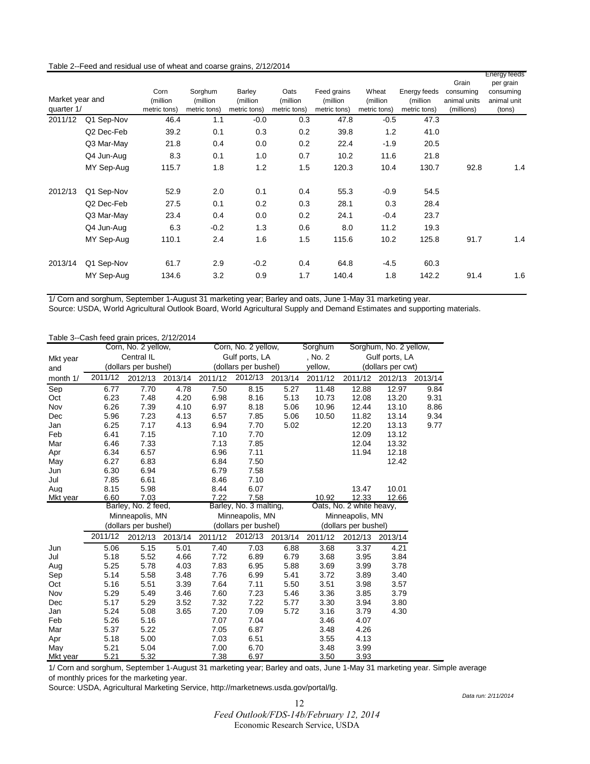Table 2--Feed and residual use of wheat and coarse grains, 2/12/2014

| Market year and quarter 1/ | | Corn (million metric tons) | Sorghum (million metric tons) | Barley (million metric tons) | Oats (million metric tons) | Feed grains (million metric tons) | Wheat (million metric tons) | Energy feeds (million metric tons) | Grain consuming animal units (millions) | Energy feeds per grain consuming animal unit (tons) |
|---|---|---|---|---|---|---|---|---|---|---|
| 2011/12 | Q1 Sep-Nov | 46.4 | 1.1 | -0.0 | 0.3 | 47.8 | -0.5 | 47.3 | | |
| | Q2 Dec-Feb | 39.2 | 0.1 | 0.3 | 0.2 | 39.8 | 1.2 | 41.0 | | |
| | Q3 Mar-May | 21.8 | 0.4 | 0.0 | 0.2 | 22.4 | -1.9 | 20.5 | | |
| | Q4 Jun-Aug | 8.3 | 0.1 | 1.0 | 0.7 | 10.2 | 11.6 | 21.8 | | |
| | MY Sep-Aug | 115.7 | 1.8 | 1.2 | 1.5 | 120.3 | 10.4 | 130.7 | 92.8 | 1.4 |
| 2012/13 | Q1 Sep-Nov | 52.9 | 2.0 | 0.1 | 0.4 | 55.3 | -0.9 | 54.5 | | |
| | Q2 Dec-Feb | 27.5 | 0.1 | 0.2 | 0.3 | 28.1 | 0.3 | 28.4 | | |
| | Q3 Mar-May | 23.4 | 0.4 | 0.0 | 0.2 | 24.1 | -0.4 | 23.7 | | |
| | Q4 Jun-Aug | 6.3 | -0.2 | 1.3 | 0.6 | 8.0 | 11.2 | 19.3 | | |
| | MY Sep-Aug | 110.1 | 2.4 | 1.6 | 1.5 | 115.6 | 10.2 | 125.8 | 91.7 | 1.4 |
| 2013/14 | Q1 Sep-Nov | 61.7 | 2.9 | -0.2 | 0.4 | 64.8 | -4.5 | 60.3 | | |
| | MY Sep-Aug | 134.6 | 3.2 | 0.9 | 1.7 | 140.4 | 1.8 | 142.2 | 91.4 | 1.6 |

1/ Corn and sorghum, September 1-August 31 marketing year; Barley and oats, June 1-May 31 marketing year.
Source: USDA, World Agricultural Outlook Board, World Agricultural Supply and Demand Estimates and supporting materials.

Table 3--Cash feed grain prices, 2/12/2014

| Mkt year and month 1/ | Corn, No. 2 yellow, Central IL (dollars per bushel) | | | Corn, No. 2 yellow, Gulf ports, LA (dollars per bushel) | | | Sorghum, No. 2 yellow, | Sorghum, No. 2 yellow, Gulf ports, LA (dollars per cwt) | | |
|---|---|---|---|---|---|---|---|---|---|---|
| | 2011/12 | 2012/13 | 2013/14 | 2011/12 | 2012/13 | 2013/14 | 2011/12 | 2011/12 | 2012/13 | 2013/14 |
| Sep | 6.77 | 7.70 | 4.78 | 7.50 | 8.15 | 5.27 | 11.48 | 12.88 | 12.97 | 9.84 |
| Oct | 6.23 | 7.48 | 4.20 | 6.98 | 8.16 | 5.13 | 10.73 | 12.08 | 13.20 | 9.31 |
| Nov | 6.26 | 7.39 | 4.10 | 6.97 | 8.18 | 5.06 | 10.96 | 12.44 | 13.10 | 8.86 |
| Dec | 5.96 | 7.23 | 4.13 | 6.57 | 7.85 | 5.06 | 10.50 | 11.82 | 13.14 | 9.34 |
| Jan | 6.25 | 7.17 | 4.13 | 6.94 | 7.70 | 5.02 | | 12.20 | 13.13 | 9.77 |
| Feb | 6.41 | 7.15 | | 7.10 | 7.70 | | | 12.09 | 13.12 | |
| Mar | 6.46 | 7.33 | | 7.13 | 7.85 | | | 12.04 | 13.32 | |
| Apr | 6.34 | 6.57 | | 6.96 | 7.11 | | | 11.94 | 12.18 | |
| May | 6.27 | 6.83 | | 6.84 | 7.50 | | | | 12.42 | |
| Jun | 6.30 | 6.94 | | 6.79 | 7.58 | | | | | |
| Jul | 7.85 | 6.61 | | 8.46 | 7.10 | | | | | |
| Aug | 8.15 | 5.98 | | 8.44 | 6.07 | | | 13.47 | 10.01 | |
| Mkt year | 6.60 | 7.03 | | 7.22 | 7.58 | | 10.92 | 12.33 | 12.66 | |

| | Barley, No. 2 feed, Minneapolis, MN (dollars per bushel) | | | Barley, No. 3 malting, Minneapolis, MN (dollars per bushel) | | | Oats, No. 2 white heavy, Minneapolis, MN (dollars per bushel) | | |
|---|---|---|---|---|---|---|---|---|---|
| | 2011/12 | 2012/13 | 2013/14 | 2011/12 | 2012/13 | 2013/14 | 2011/12 | 2012/13 | 2013/14 |
| Jun | 5.06 | 5.15 | 5.01 | 7.40 | 7.03 | 6.88 | 3.68 | 3.37 | 4.21 |
| Jul | 5.18 | 5.52 | 4.66 | 7.72 | 6.89 | 6.79 | 3.68 | 3.95 | 3.84 |
| Aug | 5.25 | 5.78 | 4.03 | 7.83 | 6.95 | 5.88 | 3.69 | 3.99 | 3.78 |
| Sep | 5.14 | 5.58 | 3.48 | 7.76 | 6.99 | 5.41 | 3.72 | 3.89 | 3.40 |
| Oct | 5.16 | 5.51 | 3.39 | 7.64 | 7.11 | 5.50 | 3.51 | 3.98 | 3.57 |
| Nov | 5.29 | 5.49 | 3.46 | 7.60 | 7.23 | 5.46 | 3.36 | 3.85 | 3.79 |
| Dec | 5.17 | 5.29 | 3.52 | 7.32 | 7.22 | 5.77 | 3.30 | 3.94 | 3.80 |
| Jan | 5.24 | 5.08 | 3.65 | 7.20 | 7.09 | 5.72 | 3.16 | 3.79 | 4.30 |
| Feb | 5.26 | 5.16 | | 7.07 | 7.04 | | 3.46 | 4.07 | |
| Mar | 5.37 | 5.22 | | 7.05 | 6.87 | | 3.48 | 4.26 | |
| Apr | 5.18 | 5.00 | | 7.03 | 6.51 | | 3.55 | 4.13 | |
| May | 5.21 | 5.04 | | 7.00 | 6.70 | | 3.48 | 3.99 | |
| Mkt year | 5.21 | 5.32 | | 7.38 | 6.97 | | 3.50 | 3.93 | |

1/ Corn and sorghum, September 1-August 31 marketing year; Barley and oats, June 1-May 31 marketing year. Simple average of monthly prices for the marketing year.
Source: USDA, Agricultural Marketing Service, http://marketnews.usda.gov/portal/lg.

*Data run: 2/11/2014*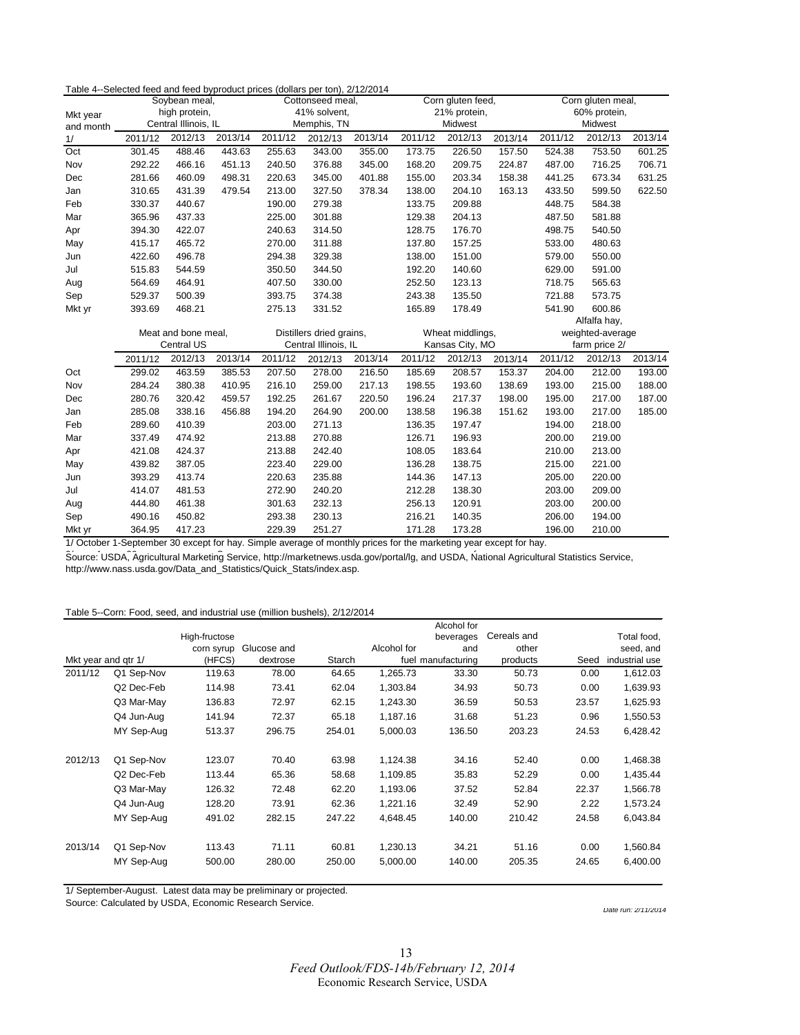Table 4--Selected feed and feed byproduct prices (dollars per ton), 2/12/2014

| Mkt year and month 1/ | Soybean meal, high protein, Central Illinois, IL | | | Cottonseed meal, 41% solvent, Memphis, TN | | | Corn gluten feed, 21% protein, Midwest | | | Corn gluten meal, 60% protein, Midwest | | |
|---|---|---|---|---|---|---|---|---|---|---|---|---|
| | 2011/12 | 2012/13 | 2013/14 | 2011/12 | 2012/13 | 2013/14 | 2011/12 | 2012/13 | 2013/14 | 2011/12 | 2012/13 | 2013/14 |
| Oct | 301.45 | 488.46 | 443.63 | 255.63 | 343.00 | 355.00 | 173.75 | 226.50 | 157.50 | 524.38 | 753.50 | 601.25 |
| Nov | 292.22 | 466.16 | 451.13 | 240.50 | 376.88 | 345.00 | 168.20 | 209.75 | 224.87 | 487.00 | 716.25 | 706.71 |
| Dec | 281.66 | 460.09 | 498.31 | 220.63 | 345.00 | 401.88 | 155.00 | 203.34 | 158.38 | 441.25 | 673.34 | 631.25 |
| Jan | 310.65 | 431.39 | 479.54 | 213.00 | 327.50 | 378.34 | 138.00 | 204.10 | 163.13 | 433.50 | 599.50 | 622.50 |
| Feb | 330.37 | 440.67 | | 190.00 | 279.38 | | 133.75 | 209.88 | | 448.75 | 584.38 | |
| Mar | 365.96 | 437.33 | | 225.00 | 301.88 | | 129.38 | 204.13 | | 487.50 | 581.88 | |
| Apr | 394.30 | 422.07 | | 240.63 | 314.50 | | 128.75 | 176.70 | | 498.75 | 540.50 | |
| May | 415.17 | 465.72 | | 270.00 | 311.88 | | 137.80 | 157.25 | | 533.00 | 480.63 | |
| Jun | 422.60 | 496.78 | | 294.38 | 329.38 | | 138.00 | 151.00 | | 579.00 | 550.00 | |
| Jul | 515.83 | 544.59 | | 350.50 | 344.50 | | 192.20 | 140.60 | | 629.00 | 591.00 | |
| Aug | 564.69 | 464.91 | | 407.50 | 330.00 | | 252.50 | 123.13 | | 718.75 | 565.63 | |
| Sep | 529.37 | 500.39 | | 393.75 | 374.38 | | 243.38 | 135.50 | | 721.88 | 573.75 | |
| Mkt yr | 393.69 | 468.21 | | 275.13 | 331.52 | | 165.89 | 178.49 | | 541.90 | 600.86 | |
| | Meat and bone meal, Central US | | | Distillers dried grains, Central Illinois, IL | | | Wheat middlings, Kansas City, MO | | | Alfalfa hay, weighted-average farm price 2/ | | |
| | 2011/12 | 2012/13 | 2013/14 | 2011/12 | 2012/13 | 2013/14 | 2011/12 | 2012/13 | 2013/14 | 2011/12 | 2012/13 | 2013/14 |
| Oct | 299.02 | 463.59 | 385.53 | 207.50 | 278.00 | 216.50 | 185.69 | 208.57 | 153.37 | 204.00 | 212.00 | 193.00 |
| Nov | 284.24 | 380.38 | 410.95 | 216.10 | 259.00 | 217.13 | 198.55 | 193.60 | 138.69 | 193.00 | 215.00 | 188.00 |
| Dec | 280.76 | 320.42 | 459.57 | 192.25 | 261.67 | 220.50 | 196.24 | 217.37 | 198.00 | 195.00 | 217.00 | 187.00 |
| Jan | 285.08 | 338.16 | 456.88 | 194.20 | 264.90 | 200.00 | 138.58 | 196.38 | 151.62 | 193.00 | 217.00 | 185.00 |
| Feb | 289.60 | 410.39 | | 203.00 | 271.13 | | 136.35 | 197.47 | | 194.00 | 218.00 | |
| Mar | 337.49 | 474.92 | | 213.88 | 270.88 | | 126.71 | 196.93 | | 200.00 | 219.00 | |
| Apr | 421.08 | 424.37 | | 213.88 | 242.40 | | 108.05 | 183.64 | | 210.00 | 213.00 | |
| May | 439.82 | 387.05 | | 223.40 | 229.00 | | 136.28 | 138.75 | | 215.00 | 221.00 | |
| Jun | 393.29 | 413.74 | | 220.63 | 235.88 | | 144.36 | 147.13 | | 205.00 | 220.00 | |
| Jul | 414.07 | 481.53 | | 272.90 | 240.20 | | 212.28 | 138.30 | | 203.00 | 209.00 | |
| Aug | 444.80 | 461.38 | | 301.63 | 232.13 | | 256.13 | 120.91 | | 203.00 | 200.00 | |
| Sep | 490.16 | 450.82 | | 293.38 | 230.13 | | 216.21 | 140.35 | | 206.00 | 194.00 | |
| Mkt yr | 364.95 | 417.23 | | 229.39 | 251.27 | | 171.28 | 173.28 | | 196.00 | 210.00 | |

1/ October 1-September 30 except for hay. Simple average of monthly prices for the marketing year except for hay.

Source: USDA, Agricultural Marketing Service, http://marketnews.usda.gov/portal/lg, and USDA, National Agricultural Statistics Service, http://www.nass.usda.gov/Data_and_Statistics/Quick_Stats/index.asp.

Table 5--Corn: Food, seed, and industrial use (million bushels), 2/12/2014

| Mkt year and qtr 1/ | | High-fructose corn syrup (HFCS) | Glucose and dextrose | Starch | Alcohol for fuel | Alcohol for beverages and manufacturing | Cereals and other products | Seed | Total food, seed, and industrial use |
|---|---|---|---|---|---|---|---|---|---|
| 2011/12 | Q1 Sep-Nov | 119.63 | 78.00 | 64.65 | 1,265.73 | 33.30 | 50.73 | 0.00 | 1,612.03 |
| | Q2 Dec-Feb | 114.98 | 73.41 | 62.04 | 1,303.84 | 34.93 | 50.73 | 0.00 | 1,639.93 |
| | Q3 Mar-May | 136.83 | 72.97 | 62.15 | 1,243.30 | 36.59 | 50.53 | 23.57 | 1,625.93 |
| | Q4 Jun-Aug | 141.94 | 72.37 | 65.18 | 1,187.16 | 31.68 | 51.23 | 0.96 | 1,550.53 |
| | MY Sep-Aug | 513.37 | 296.75 | 254.01 | 5,000.03 | 136.50 | 203.23 | 24.53 | 6,428.42 |
| 2012/13 | Q1 Sep-Nov | 123.07 | 70.40 | 63.98 | 1,124.38 | 34.16 | 52.40 | 0.00 | 1,468.38 |
| | Q2 Dec-Feb | 113.44 | 65.36 | 58.68 | 1,109.85 | 35.83 | 52.29 | 0.00 | 1,435.44 |
| | Q3 Mar-May | 126.32 | 72.48 | 62.20 | 1,193.06 | 37.52 | 52.84 | 22.37 | 1,566.78 |
| | Q4 Jun-Aug | 128.20 | 73.91 | 62.36 | 1,221.16 | 32.49 | 52.90 | 2.22 | 1,573.24 |
| | MY Sep-Aug | 491.02 | 282.15 | 247.22 | 4,648.45 | 140.00 | 210.42 | 24.58 | 6,043.84 |
| 2013/14 | Q1 Sep-Nov | 113.43 | 71.11 | 60.81 | 1,230.13 | 34.21 | 51.16 | 0.00 | 1,560.84 |
| | MY Sep-Aug | 500.00 | 280.00 | 250.00 | 5,000.00 | 140.00 | 205.35 | 24.65 | 6,400.00 |

1/ September-August. Latest data may be preliminary or projected.

Source: Calculated by USDA, Economic Research Service.

Date run: 2/11/2014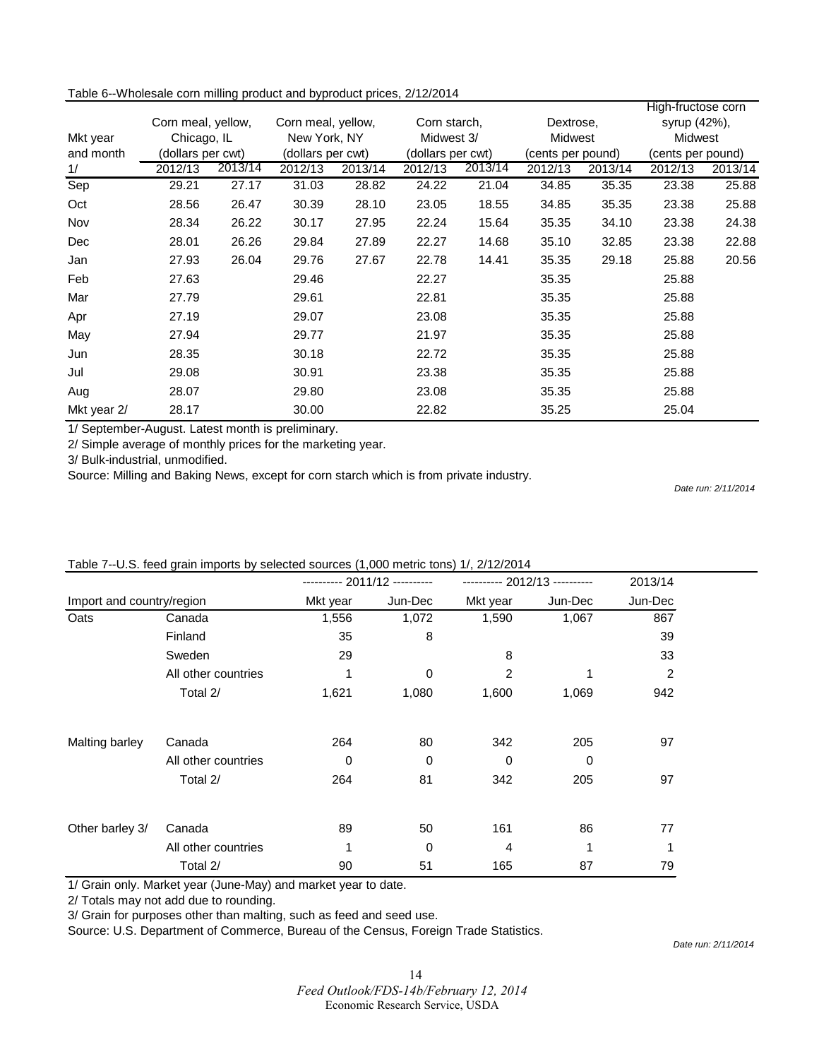Table 6--Wholesale corn milling product and byproduct prices, 2/12/2014

| Mkt year and month 1/ | Corn meal, yellow, Chicago, IL (dollars per cwt) | | Corn meal, yellow, New York, NY (dollars per cwt) | | Corn starch, Midwest 3/ (dollars per cwt) | | Dextrose, Midwest (cents per pound) | | High-fructose corn syrup (42%), Midwest (cents per pound) | |
|---|---|---|---|---|---|---|---|---|---|---|
| | 2012/13 | 2013/14 | 2012/13 | 2013/14 | 2012/13 | 2013/14 | 2012/13 | 2013/14 | 2012/13 | 2013/14 |
| Sep | 29.21 | 27.17 | 31.03 | 28.82 | 24.22 | 21.04 | 34.85 | 35.35 | 23.38 | 25.88 |
| Oct | 28.56 | 26.47 | 30.39 | 28.10 | 23.05 | 18.55 | 34.85 | 35.35 | 23.38 | 25.88 |
| Nov | 28.34 | 26.22 | 30.17 | 27.95 | 22.24 | 15.64 | 35.35 | 34.10 | 23.38 | 24.38 |
| Dec | 28.01 | 26.26 | 29.84 | 27.89 | 22.27 | 14.68 | 35.10 | 32.85 | 23.38 | 22.88 |
| Jan | 27.93 | 26.04 | 29.76 | 27.67 | 22.78 | 14.41 | 35.35 | 29.18 | 25.88 | 20.56 |
| Feb | 27.63 | | 29.46 | | 22.27 | | 35.35 | | 25.88 | |
| Mar | 27.79 | | 29.61 | | 22.81 | | 35.35 | | 25.88 | |
| Apr | 27.19 | | 29.07 | | 23.08 | | 35.35 | | 25.88 | |
| May | 27.94 | | 29.77 | | 21.97 | | 35.35 | | 25.88 | |
| Jun | 28.35 | | 30.18 | | 22.72 | | 35.35 | | 25.88 | |
| Jul | 29.08 | | 30.91 | | 23.38 | | 35.35 | | 25.88 | |
| Aug | 28.07 | | 29.80 | | 23.08 | | 35.35 | | 25.88 | |
| Mkt year 2/ | 28.17 | | 30.00 | | 22.82 | | 35.25 | | 25.04 | |

1/ September-August. Latest month is preliminary.

2/ Simple average of monthly prices for the marketing year.

3/ Bulk-industrial, unmodified.

Source: Milling and Baking News, except for corn starch which is from private industry.

*Date run: 2/11/2014*

Table 7--U.S. feed grain imports by selected sources (1,000 metric tons) 1/, 2/12/2014

| Import and country/region | | 2011/12 Mkt year | 2011/12 Jun-Dec | 2012/13 Mkt year | 2012/13 Jun-Dec | 2013/14 Jun-Dec |
|---|---|---|---|---|---|---|
| Oats | Canada | 1,556 | 1,072 | 1,590 | 1,067 | 867 |
| | Finland | 35 | 8 | | | 39 |
| | Sweden | 29 | | 8 | | 33 |
| | All other countries | 1 | 0 | 2 | 1 | 2 |
| | Total 2/ | 1,621 | 1,080 | 1,600 | 1,069 | 942 |
| Malting barley | Canada | 264 | 80 | 342 | 205 | 97 |
| | All other countries | 0 | 0 | 0 | 0 | |
| | Total 2/ | 264 | 81 | 342 | 205 | 97 |
| Other barley 3/ | Canada | 89 | 50 | 161 | 86 | 77 |
| | All other countries | 1 | 0 | 4 | 1 | 1 |
| | Total 2/ | 90 | 51 | 165 | 87 | 79 |

1/ Grain only. Market year (June-May) and market year to date.

2/ Totals may not add due to rounding.

3/ Grain for purposes other than malting, such as feed and seed use.

Source: U.S. Department of Commerce, Bureau of the Census, Foreign Trade Statistics.

*Date run: 2/11/2014*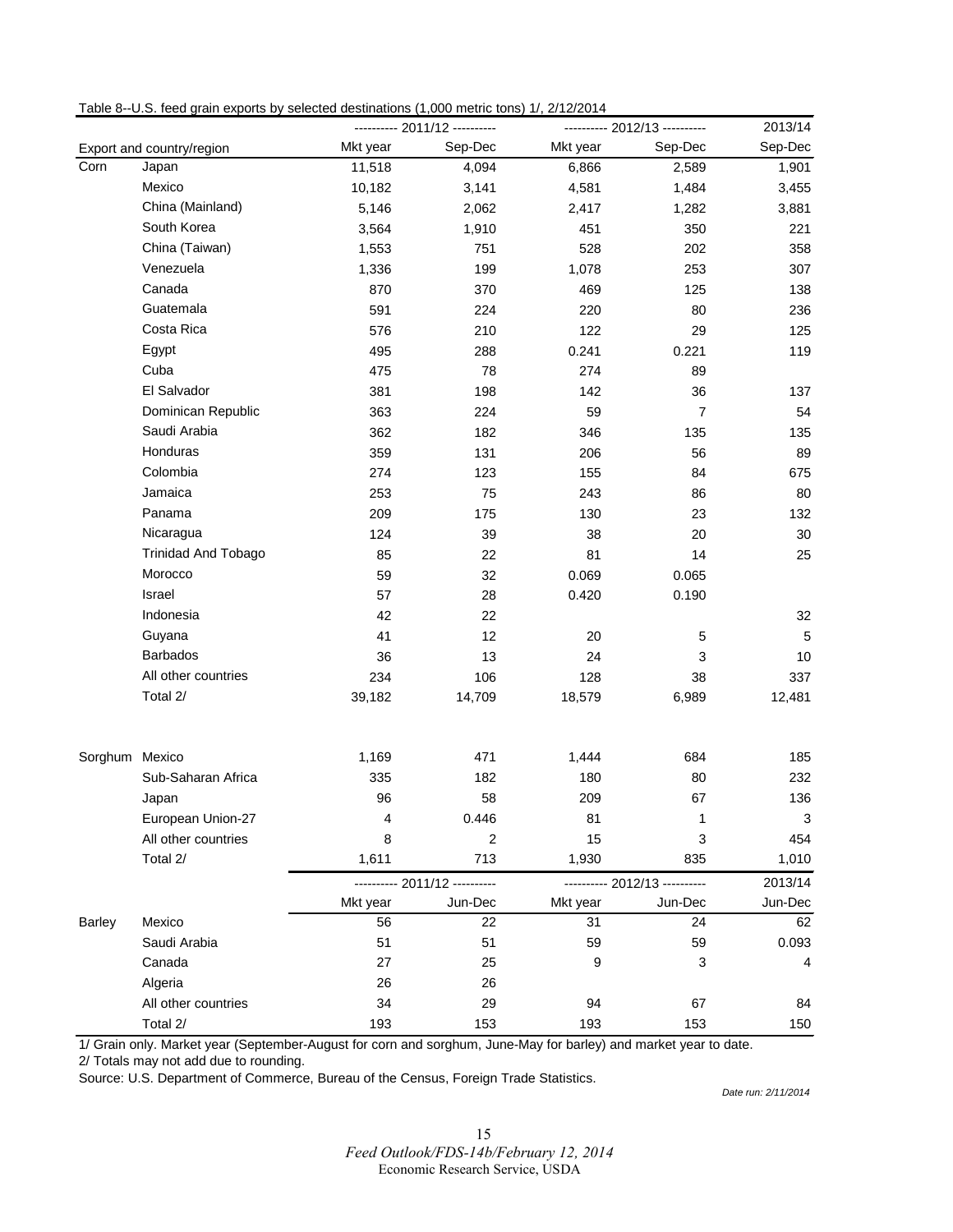Table 8--U.S. feed grain exports by selected destinations (1,000 metric tons) 1/, 2/12/2014

| Export and country/region | | 2011/12 Mkt year | 2011/12 Sep-Dec | 2012/13 Mkt year | 2012/13 Sep-Dec | 2013/14 Sep-Dec |
|---|---|---|---|---|---|---|
| Corn | Japan | 11,518 | 4,094 | 6,866 | 2,589 | 1,901 |
| | Mexico | 10,182 | 3,141 | 4,581 | 1,484 | 3,455 |
| | China (Mainland) | 5,146 | 2,062 | 2,417 | 1,282 | 3,881 |
| | South Korea | 3,564 | 1,910 | 451 | 350 | 221 |
| | China (Taiwan) | 1,553 | 751 | 528 | 202 | 358 |
| | Venezuela | 1,336 | 199 | 1,078 | 253 | 307 |
| | Canada | 870 | 370 | 469 | 125 | 138 |
| | Guatemala | 591 | 224 | 220 | 80 | 236 |
| | Costa Rica | 576 | 210 | 122 | 29 | 125 |
| | Egypt | 495 | 288 | 0.241 | 0.221 | 119 |
| | Cuba | 475 | 78 | 274 | 89 | |
| | El Salvador | 381 | 198 | 142 | 36 | 137 |
| | Dominican Republic | 363 | 224 | 59 | 7 | 54 |
| | Saudi Arabia | 362 | 182 | 346 | 135 | 135 |
| | Honduras | 359 | 131 | 206 | 56 | 89 |
| | Colombia | 274 | 123 | 155 | 84 | 675 |
| | Jamaica | 253 | 75 | 243 | 86 | 80 |
| | Panama | 209 | 175 | 130 | 23 | 132 |
| | Nicaragua | 124 | 39 | 38 | 20 | 30 |
| | Trinidad And Tobago | 85 | 22 | 81 | 14 | 25 |
| | Morocco | 59 | 32 | 0.069 | 0.065 | |
| | Israel | 57 | 28 | 0.420 | 0.190 | |
| | Indonesia | 42 | 22 | | | 32 |
| | Guyana | 41 | 12 | 20 | 5 | 5 |
| | Barbados | 36 | 13 | 24 | 3 | 10 |
| | All other countries | 234 | 106 | 128 | 38 | 337 |
| | Total 2/ | 39,182 | 14,709 | 18,579 | 6,989 | 12,481 |
| Sorghum | Mexico | 1,169 | 471 | 1,444 | 684 | 185 |
| | Sub-Saharan Africa | 335 | 182 | 180 | 80 | 232 |
| | Japan | 96 | 58 | 209 | 67 | 136 |
| | European Union-27 | 4 | 0.446 | 81 | 1 | 3 |
| | All other countries | 8 | 2 | 15 | 3 | 454 |
| | Total 2/ | 1,611 | 713 | 1,930 | 835 | 1,010 |
| | | 2011/12 Mkt year | 2011/12 Jun-Dec | 2012/13 Mkt year | 2012/13 Jun-Dec | 2013/14 Jun-Dec |
| Barley | Mexico | 56 | 22 | 31 | 24 | 62 |
| | Saudi Arabia | 51 | 51 | 59 | 59 | 0.093 |
| | Canada | 27 | 25 | 9 | 3 | 4 |
| | Algeria | 26 | 26 | | | |
| | All other countries | 34 | 29 | 94 | 67 | 84 |
| | Total 2/ | 193 | 153 | 193 | 153 | 150 |

1/ Grain only. Market year (September-August for corn and sorghum, June-May for barley) and market year to date.
2/ Totals may not add due to rounding.
Source: U.S. Department of Commerce, Bureau of the Census, Foreign Trade Statistics.

*Date run: 2/11/2014*